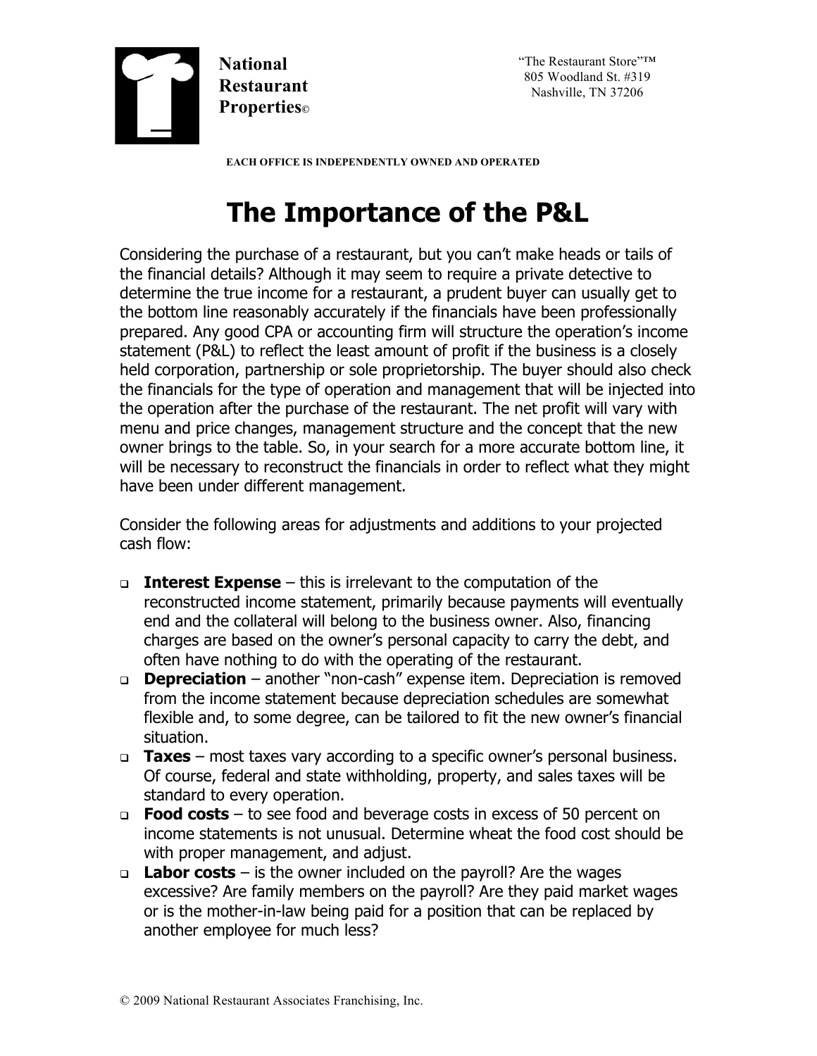**National Restaurant Properties©**

"The Restaurant Store"™
805 Woodland St. #319
Nashville, TN 37206

**EACH OFFICE IS INDEPENDENTLY OWNED AND OPERATED**

# The Importance of the P&L

Considering the purchase of a restaurant, but you can't make heads or tails of the financial details? Although it may seem to require a private detective to determine the true income for a restaurant, a prudent buyer can usually get to the bottom line reasonably accurately if the financials have been professionally prepared. Any good CPA or accounting firm will structure the operation's income statement (P&L) to reflect the least amount of profit if the business is a closely held corporation, partnership or sole proprietorship. The buyer should also check the financials for the type of operation and management that will be injected into the operation after the purchase of the restaurant. The net profit will vary with menu and price changes, management structure and the concept that the new owner brings to the table. So, in your search for a more accurate bottom line, it will be necessary to reconstruct the financials in order to reflect what they might have been under different management.

Consider the following areas for adjustments and additions to your projected cash flow:

- **Interest Expense** – this is irrelevant to the computation of the reconstructed income statement, primarily because payments will eventually end and the collateral will belong to the business owner. Also, financing charges are based on the owner's personal capacity to carry the debt, and often have nothing to do with the operating of the restaurant.
- **Depreciation** – another "non-cash" expense item. Depreciation is removed from the income statement because depreciation schedules are somewhat flexible and, to some degree, can be tailored to fit the new owner's financial situation.
- **Taxes** – most taxes vary according to a specific owner's personal business. Of course, federal and state withholding, property, and sales taxes will be standard to every operation.
- **Food costs** – to see food and beverage costs in excess of 50 percent on income statements is not unusual. Determine wheat the food cost should be with proper management, and adjust.
- **Labor costs** – is the owner included on the payroll? Are the wages excessive? Are family members on the payroll? Are they paid market wages or is the mother-in-law being paid for a position that can be replaced by another employee for much less?

© 2009 National Restaurant Associates Franchising, Inc.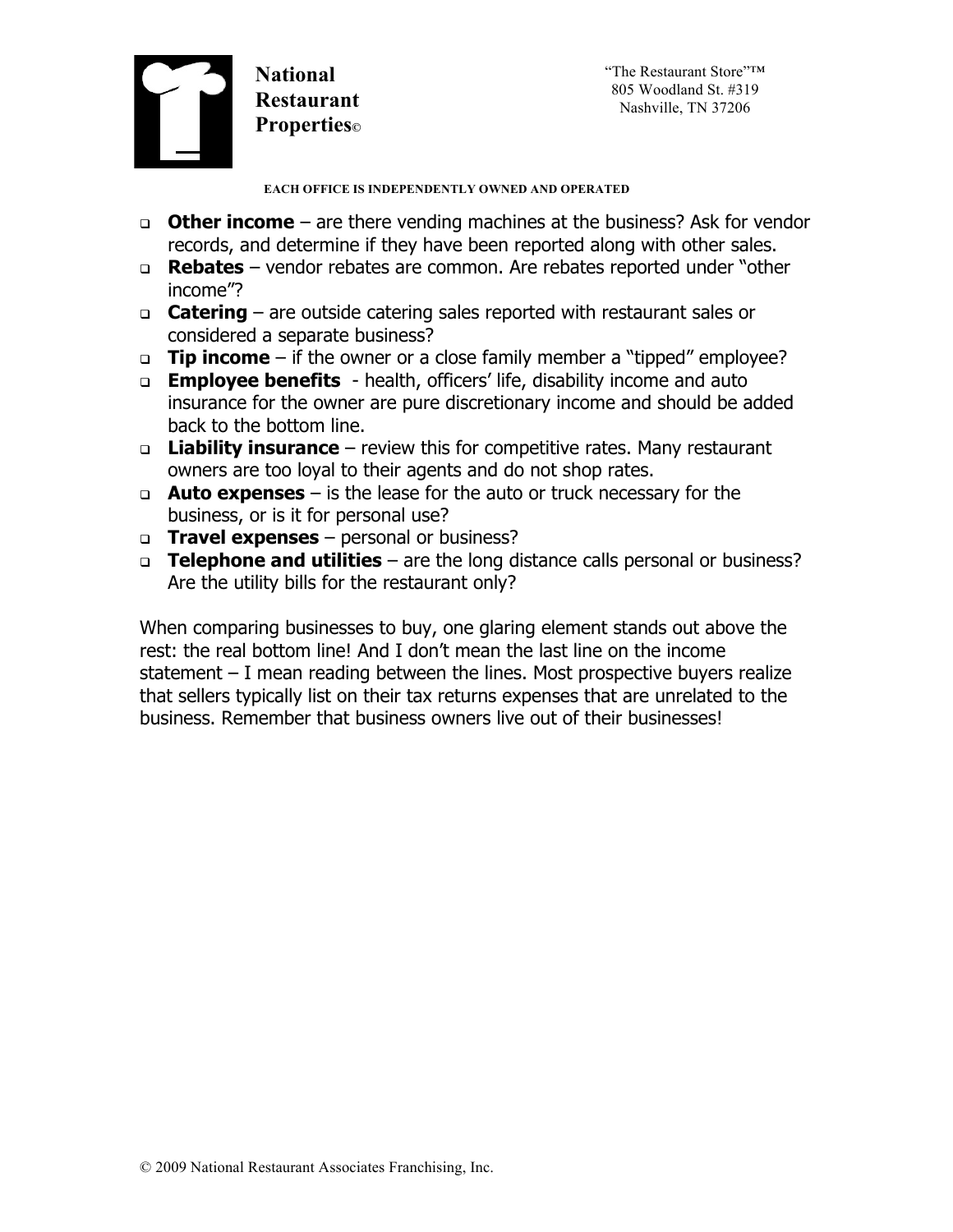- **Other income** – are there vending machines at the business? Ask for vendor records, and determine if they have been reported along with other sales.
- **Rebates** – vendor rebates are common. Are rebates reported under "other income"?
- **Catering** – are outside catering sales reported with restaurant sales or considered a separate business?
- **Tip income** – if the owner or a close family member a "tipped" employee?
- **Employee benefits** - health, officers' life, disability income and auto insurance for the owner are pure discretionary income and should be added back to the bottom line.
- **Liability insurance** – review this for competitive rates. Many restaurant owners are too loyal to their agents and do not shop rates.
- **Auto expenses** – is the lease for the auto or truck necessary for the business, or is it for personal use?
- **Travel expenses** – personal or business?
- **Telephone and utilities** – are the long distance calls personal or business? Are the utility bills for the restaurant only?

When comparing businesses to buy, one glaring element stands out above the rest: the real bottom line! And I don't mean the last line on the income statement – I mean reading between the lines. Most prospective buyers realize that sellers typically list on their tax returns expenses that are unrelated to the business. Remember that business owners live out of their businesses!